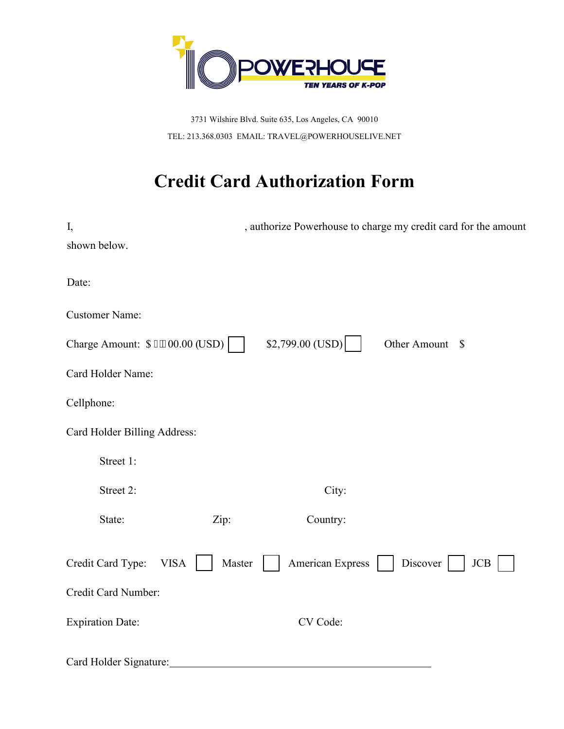POWERHOUSE

TEN YEARS OF K-POP

3731 Wilshire Blvd. Suite 635, Los Angeles, CA 90010

TEL: 213.368.0303 EMAIL: TRAVEL@POWERHOUSELIVE.NET

# Credit Card Authorization Form

I, , authorize Powerhouse to charge my credit card for the amount shown below.

Date:

Customer Name:

Charge Amount: $ ​00.00 (USD) ☐ $2,799.00 (USD) ☐ Other Amount $

Card Holder Name:

Cellphone:

Card Holder Billing Address:

Street 1:

Street 2: City:

State: Zip: Country:

Credit Card Type: VISA ☐ Master ☐ American Express ☐ Discover ☐ JCB ☐

Credit Card Number:

Expiration Date: CV Code:

Card Holder Signature:\_\_\_\_\_\_\_\_\_\_\_\_\_\_\_\_\_\_\_\_\_\_\_\_\_\_\_\_\_\_\_\_\_\_\_\_\_\_\_\_\_\_\_\_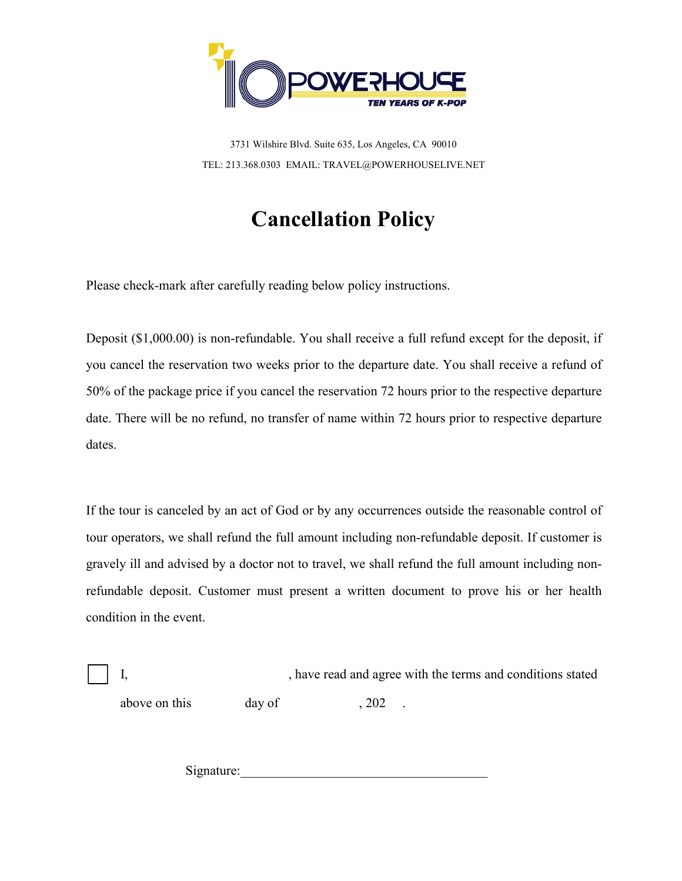POWERHOUSE

TEN YEARS OF K-POP

3731 Wilshire Blvd. Suite 635, Los Angeles, CA 90010

TEL: 213.368.0303 EMAIL: TRAVEL@POWERHOUSELIVE.NET

# Cancellation Policy

Please check-mark after carefully reading below policy instructions.

Deposit ($1,000.00) is non-refundable. You shall receive a full refund except for the deposit, if you cancel the reservation two weeks prior to the departure date. You shall receive a refund of 50% of the package price if you cancel the reservation 72 hours prior to the respective departure date. There will be no refund, no transfer of name within 72 hours prior to respective departure dates.

If the tour is canceled by an act of God or by any occurrences outside the reasonable control of tour operators, we shall refund the full amount including non-refundable deposit. If customer is gravely ill and advised by a doctor not to travel, we shall refund the full amount including non-refundable deposit. Customer must present a written document to prove his or her health condition in the event.

☐ I, \_\_\_\_\_\_\_\_\_\_\_\_\_\_\_\_\_\_\_\_, have read and agree with the terms and conditions stated above on this \_\_\_\_\_\_ day of \_\_\_\_\_\_\_\_\_\_, 202\_\_.

Signature:\_\_\_\_\_\_\_\_\_\_\_\_\_\_\_\_\_\_\_\_\_\_\_\_\_\_\_\_\_\_\_\_\_\_\_\_